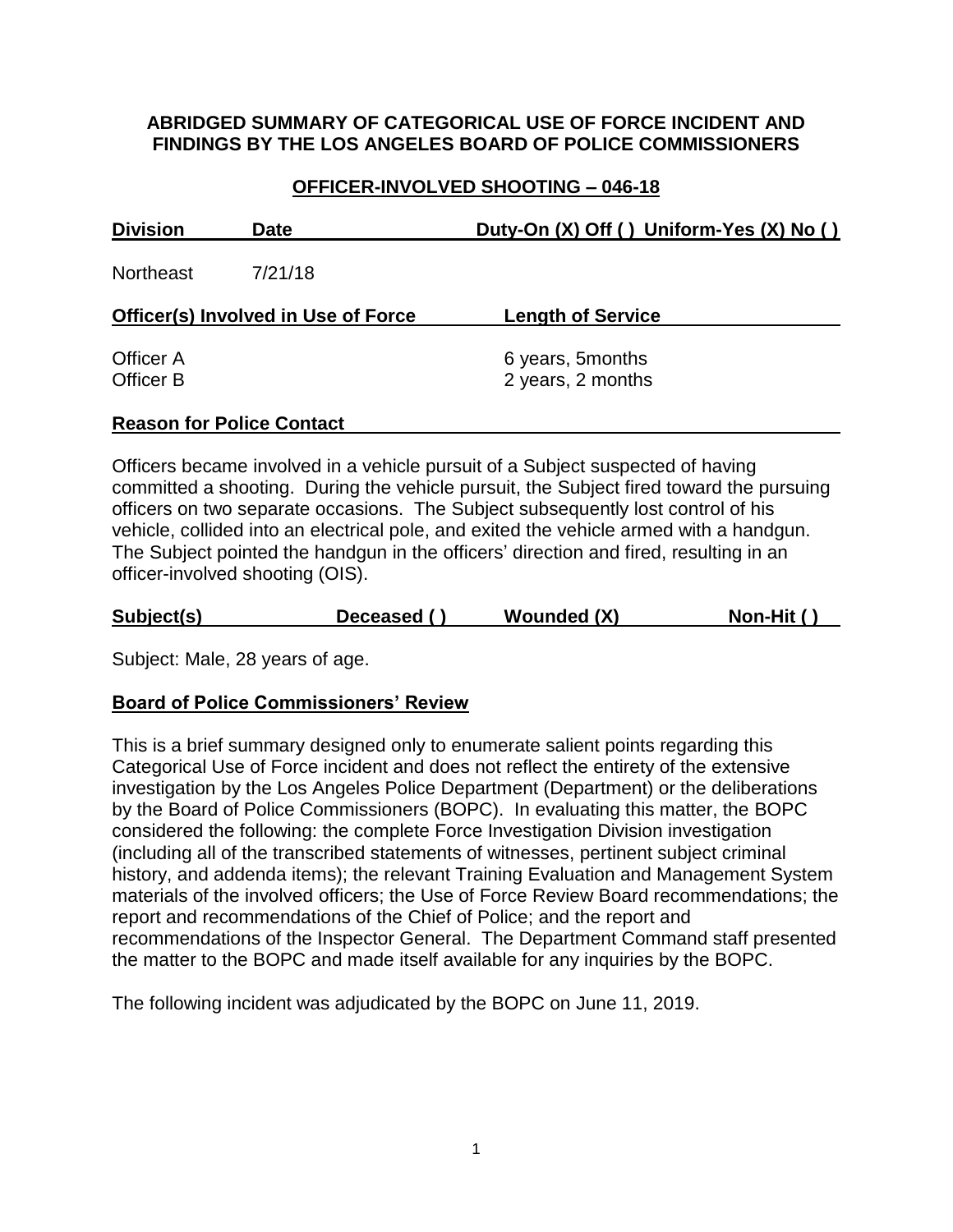**ABRIDGED SUMMARY OF CATEGORICAL USE OF FORCE INCIDENT AND FINDINGS BY THE LOS ANGELES BOARD OF POLICE COMMISSIONERS**

**OFFICER-INVOLVED SHOOTING – 046-18**

| Division | Date | Duty-On (X) Off ( ) Uniform-Yes (X) No ( ) |
|---|---|---|
| Northeast | 7/21/18 | |

| Officer(s) Involved in Use of Force | Length of Service |
|---|---|
| Officer A | 6 years, 5months |
| Officer B | 2 years, 2 months |

**Reason for Police Contact**

Officers became involved in a vehicle pursuit of a Subject suspected of having committed a shooting. During the vehicle pursuit, the Subject fired toward the pursuing officers on two separate occasions. The Subject subsequently lost control of his vehicle, collided into an electrical pole, and exited the vehicle armed with a handgun. The Subject pointed the handgun in the officers' direction and fired, resulting in an officer-involved shooting (OIS).

| Subject(s) | Deceased ( ) | Wounded (X) | Non-Hit ( ) |
|---|---|---|---|

Subject: Male, 28 years of age.

**Board of Police Commissioners' Review**

This is a brief summary designed only to enumerate salient points regarding this Categorical Use of Force incident and does not reflect the entirety of the extensive investigation by the Los Angeles Police Department (Department) or the deliberations by the Board of Police Commissioners (BOPC). In evaluating this matter, the BOPC considered the following: the complete Force Investigation Division investigation (including all of the transcribed statements of witnesses, pertinent subject criminal history, and addenda items); the relevant Training Evaluation and Management System materials of the involved officers; the Use of Force Review Board recommendations; the report and recommendations of the Chief of Police; and the report and recommendations of the Inspector General. The Department Command staff presented the matter to the BOPC and made itself available for any inquiries by the BOPC.

The following incident was adjudicated by the BOPC on June 11, 2019.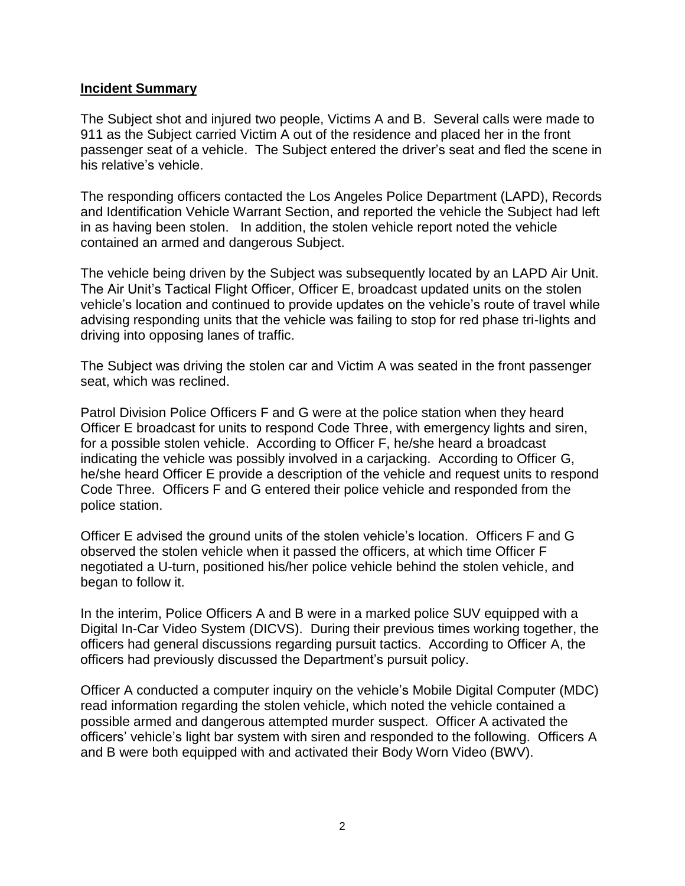**Incident Summary**

The Subject shot and injured two people, Victims A and B. Several calls were made to 911 as the Subject carried Victim A out of the residence and placed her in the front passenger seat of a vehicle. The Subject entered the driver's seat and fled the scene in his relative's vehicle.

The responding officers contacted the Los Angeles Police Department (LAPD), Records and Identification Vehicle Warrant Section, and reported the vehicle the Subject had left in as having been stolen. In addition, the stolen vehicle report noted the vehicle contained an armed and dangerous Subject.

The vehicle being driven by the Subject was subsequently located by an LAPD Air Unit. The Air Unit's Tactical Flight Officer, Officer E, broadcast updated units on the stolen vehicle's location and continued to provide updates on the vehicle's route of travel while advising responding units that the vehicle was failing to stop for red phase tri-lights and driving into opposing lanes of traffic.

The Subject was driving the stolen car and Victim A was seated in the front passenger seat, which was reclined.

Patrol Division Police Officers F and G were at the police station when they heard Officer E broadcast for units to respond Code Three, with emergency lights and siren, for a possible stolen vehicle. According to Officer F, he/she heard a broadcast indicating the vehicle was possibly involved in a carjacking. According to Officer G, he/she heard Officer E provide a description of the vehicle and request units to respond Code Three. Officers F and G entered their police vehicle and responded from the police station.

Officer E advised the ground units of the stolen vehicle's location. Officers F and G observed the stolen vehicle when it passed the officers, at which time Officer F negotiated a U-turn, positioned his/her police vehicle behind the stolen vehicle, and began to follow it.

In the interim, Police Officers A and B were in a marked police SUV equipped with a Digital In-Car Video System (DICVS). During their previous times working together, the officers had general discussions regarding pursuit tactics. According to Officer A, the officers had previously discussed the Department's pursuit policy.

Officer A conducted a computer inquiry on the vehicle's Mobile Digital Computer (MDC) read information regarding the stolen vehicle, which noted the vehicle contained a possible armed and dangerous attempted murder suspect. Officer A activated the officers' vehicle's light bar system with siren and responded to the following. Officers A and B were both equipped with and activated their Body Worn Video (BWV).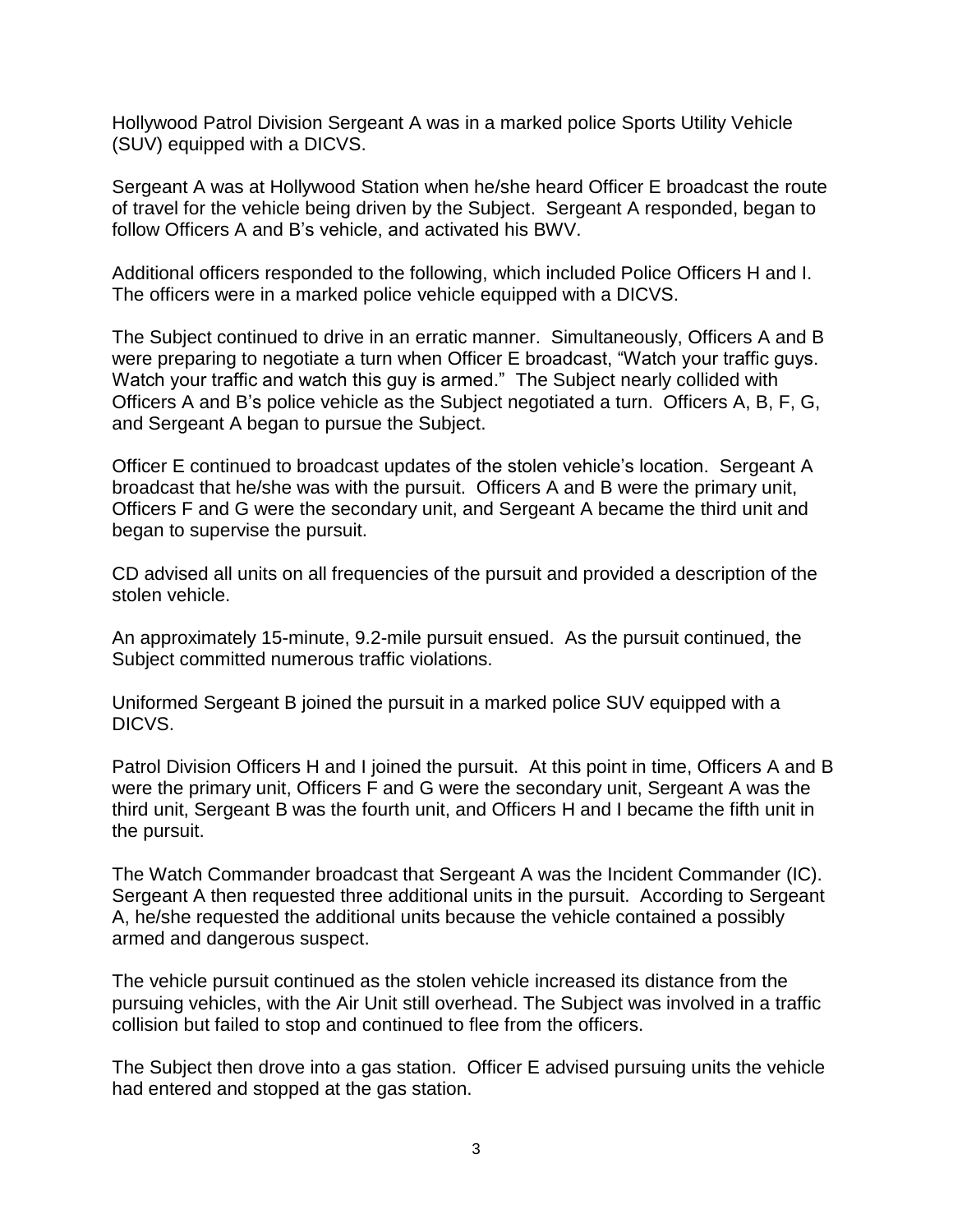Hollywood Patrol Division Sergeant A was in a marked police Sports Utility Vehicle (SUV) equipped with a DICVS.

Sergeant A was at Hollywood Station when he/she heard Officer E broadcast the route of travel for the vehicle being driven by the Subject. Sergeant A responded, began to follow Officers A and B's vehicle, and activated his BWV.

Additional officers responded to the following, which included Police Officers H and I. The officers were in a marked police vehicle equipped with a DICVS.

The Subject continued to drive in an erratic manner. Simultaneously, Officers A and B were preparing to negotiate a turn when Officer E broadcast, "Watch your traffic guys. Watch your traffic and watch this guy is armed." The Subject nearly collided with Officers A and B's police vehicle as the Subject negotiated a turn. Officers A, B, F, G, and Sergeant A began to pursue the Subject.

Officer E continued to broadcast updates of the stolen vehicle's location. Sergeant A broadcast that he/she was with the pursuit. Officers A and B were the primary unit, Officers F and G were the secondary unit, and Sergeant A became the third unit and began to supervise the pursuit.

CD advised all units on all frequencies of the pursuit and provided a description of the stolen vehicle.

An approximately 15-minute, 9.2-mile pursuit ensued. As the pursuit continued, the Subject committed numerous traffic violations.

Uniformed Sergeant B joined the pursuit in a marked police SUV equipped with a DICVS.

Patrol Division Officers H and I joined the pursuit. At this point in time, Officers A and B were the primary unit, Officers F and G were the secondary unit, Sergeant A was the third unit, Sergeant B was the fourth unit, and Officers H and I became the fifth unit in the pursuit.

The Watch Commander broadcast that Sergeant A was the Incident Commander (IC). Sergeant A then requested three additional units in the pursuit. According to Sergeant A, he/she requested the additional units because the vehicle contained a possibly armed and dangerous suspect.

The vehicle pursuit continued as the stolen vehicle increased its distance from the pursuing vehicles, with the Air Unit still overhead. The Subject was involved in a traffic collision but failed to stop and continued to flee from the officers.

The Subject then drove into a gas station. Officer E advised pursuing units the vehicle had entered and stopped at the gas station.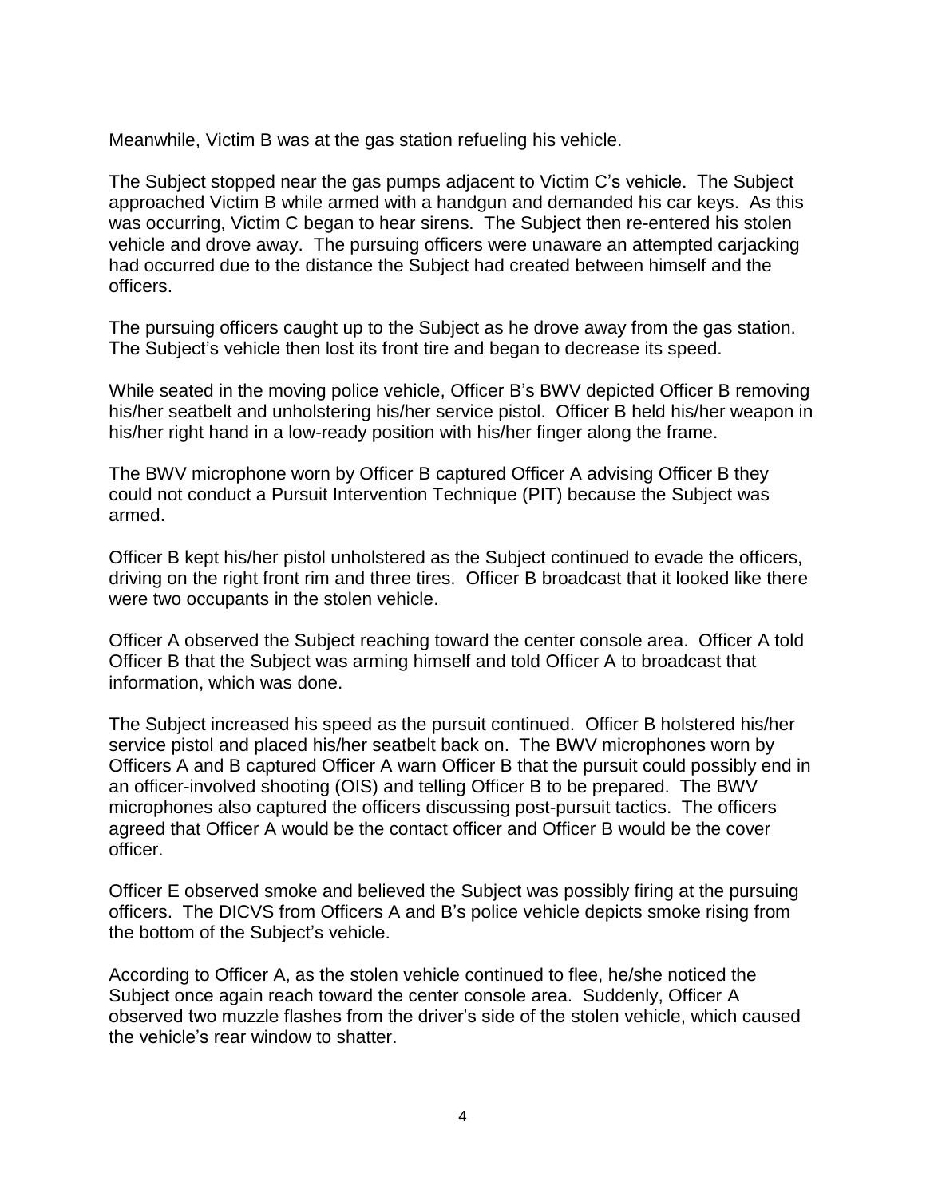Meanwhile, Victim B was at the gas station refueling his vehicle.

The Subject stopped near the gas pumps adjacent to Victim C's vehicle. The Subject approached Victim B while armed with a handgun and demanded his car keys. As this was occurring, Victim C began to hear sirens. The Subject then re-entered his stolen vehicle and drove away. The pursuing officers were unaware an attempted carjacking had occurred due to the distance the Subject had created between himself and the officers.

The pursuing officers caught up to the Subject as he drove away from the gas station. The Subject's vehicle then lost its front tire and began to decrease its speed.

While seated in the moving police vehicle, Officer B's BWV depicted Officer B removing his/her seatbelt and unholstering his/her service pistol. Officer B held his/her weapon in his/her right hand in a low-ready position with his/her finger along the frame.

The BWV microphone worn by Officer B captured Officer A advising Officer B they could not conduct a Pursuit Intervention Technique (PIT) because the Subject was armed.

Officer B kept his/her pistol unholstered as the Subject continued to evade the officers, driving on the right front rim and three tires. Officer B broadcast that it looked like there were two occupants in the stolen vehicle.

Officer A observed the Subject reaching toward the center console area. Officer A told Officer B that the Subject was arming himself and told Officer A to broadcast that information, which was done.

The Subject increased his speed as the pursuit continued. Officer B holstered his/her service pistol and placed his/her seatbelt back on. The BWV microphones worn by Officers A and B captured Officer A warn Officer B that the pursuit could possibly end in an officer-involved shooting (OIS) and telling Officer B to be prepared. The BWV microphones also captured the officers discussing post-pursuit tactics. The officers agreed that Officer A would be the contact officer and Officer B would be the cover officer.

Officer E observed smoke and believed the Subject was possibly firing at the pursuing officers. The DICVS from Officers A and B's police vehicle depicts smoke rising from the bottom of the Subject's vehicle.

According to Officer A, as the stolen vehicle continued to flee, he/she noticed the Subject once again reach toward the center console area. Suddenly, Officer A observed two muzzle flashes from the driver's side of the stolen vehicle, which caused the vehicle's rear window to shatter.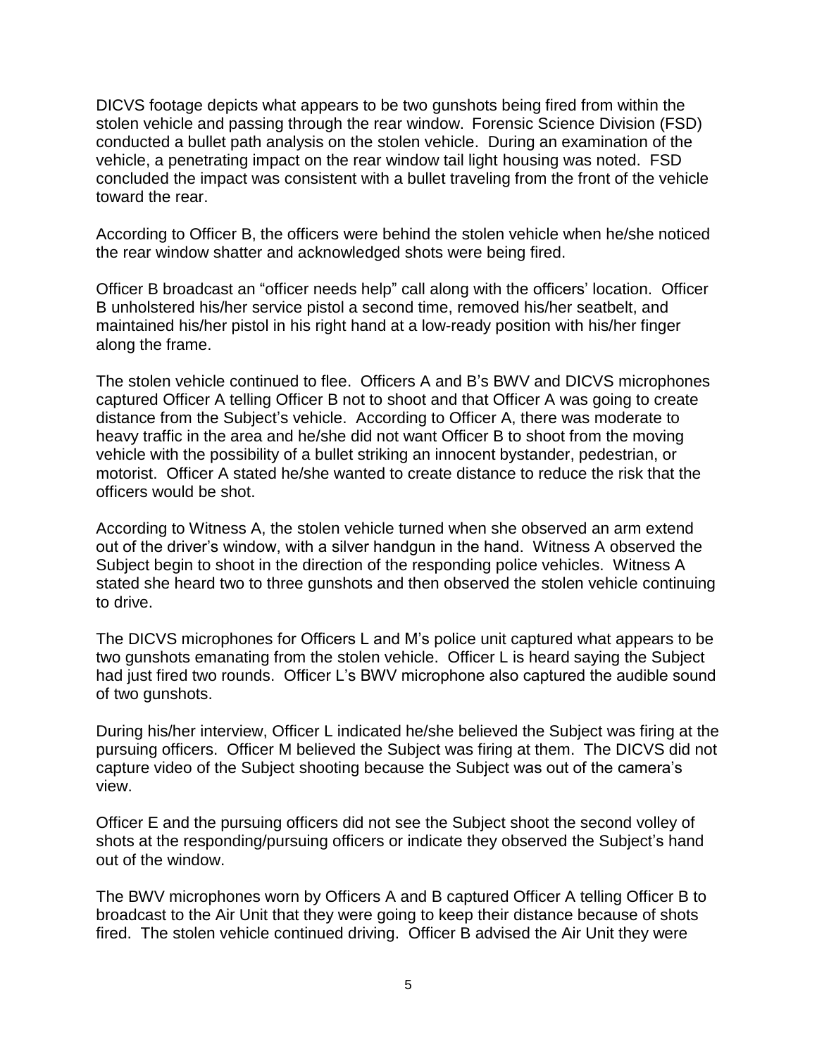DICVS footage depicts what appears to be two gunshots being fired from within the stolen vehicle and passing through the rear window. Forensic Science Division (FSD) conducted a bullet path analysis on the stolen vehicle. During an examination of the vehicle, a penetrating impact on the rear window tail light housing was noted. FSD concluded the impact was consistent with a bullet traveling from the front of the vehicle toward the rear.

According to Officer B, the officers were behind the stolen vehicle when he/she noticed the rear window shatter and acknowledged shots were being fired.

Officer B broadcast an "officer needs help" call along with the officers' location. Officer B unholstered his/her service pistol a second time, removed his/her seatbelt, and maintained his/her pistol in his right hand at a low-ready position with his/her finger along the frame.

The stolen vehicle continued to flee. Officers A and B's BWV and DICVS microphones captured Officer A telling Officer B not to shoot and that Officer A was going to create distance from the Subject's vehicle. According to Officer A, there was moderate to heavy traffic in the area and he/she did not want Officer B to shoot from the moving vehicle with the possibility of a bullet striking an innocent bystander, pedestrian, or motorist. Officer A stated he/she wanted to create distance to reduce the risk that the officers would be shot.

According to Witness A, the stolen vehicle turned when she observed an arm extend out of the driver's window, with a silver handgun in the hand. Witness A observed the Subject begin to shoot in the direction of the responding police vehicles. Witness A stated she heard two to three gunshots and then observed the stolen vehicle continuing to drive.

The DICVS microphones for Officers L and M's police unit captured what appears to be two gunshots emanating from the stolen vehicle. Officer L is heard saying the Subject had just fired two rounds. Officer L's BWV microphone also captured the audible sound of two gunshots.

During his/her interview, Officer L indicated he/she believed the Subject was firing at the pursuing officers. Officer M believed the Subject was firing at them. The DICVS did not capture video of the Subject shooting because the Subject was out of the camera's view.

Officer E and the pursuing officers did not see the Subject shoot the second volley of shots at the responding/pursuing officers or indicate they observed the Subject's hand out of the window.

The BWV microphones worn by Officers A and B captured Officer A telling Officer B to broadcast to the Air Unit that they were going to keep their distance because of shots fired. The stolen vehicle continued driving. Officer B advised the Air Unit they were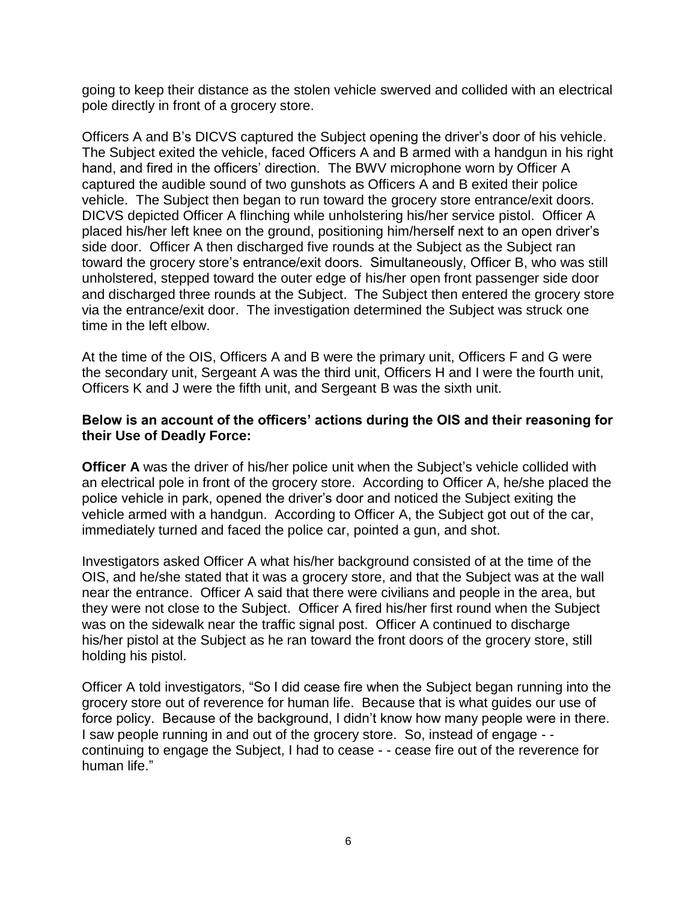going to keep their distance as the stolen vehicle swerved and collided with an electrical pole directly in front of a grocery store.

Officers A and B's DICVS captured the Subject opening the driver's door of his vehicle. The Subject exited the vehicle, faced Officers A and B armed with a handgun in his right hand, and fired in the officers' direction. The BWV microphone worn by Officer A captured the audible sound of two gunshots as Officers A and B exited their police vehicle. The Subject then began to run toward the grocery store entrance/exit doors. DICVS depicted Officer A flinching while unholstering his/her service pistol. Officer A placed his/her left knee on the ground, positioning him/herself next to an open driver's side door. Officer A then discharged five rounds at the Subject as the Subject ran toward the grocery store's entrance/exit doors. Simultaneously, Officer B, who was still unholstered, stepped toward the outer edge of his/her open front passenger side door and discharged three rounds at the Subject. The Subject then entered the grocery store via the entrance/exit door. The investigation determined the Subject was struck one time in the left elbow.

At the time of the OIS, Officers A and B were the primary unit, Officers F and G were the secondary unit, Sergeant A was the third unit, Officers H and I were the fourth unit, Officers K and J were the fifth unit, and Sergeant B was the sixth unit.

**Below is an account of the officers' actions during the OIS and their reasoning for their Use of Deadly Force:**

**Officer A** was the driver of his/her police unit when the Subject's vehicle collided with an electrical pole in front of the grocery store. According to Officer A, he/she placed the police vehicle in park, opened the driver's door and noticed the Subject exiting the vehicle armed with a handgun. According to Officer A, the Subject got out of the car, immediately turned and faced the police car, pointed a gun, and shot.

Investigators asked Officer A what his/her background consisted of at the time of the OIS, and he/she stated that it was a grocery store, and that the Subject was at the wall near the entrance. Officer A said that there were civilians and people in the area, but they were not close to the Subject. Officer A fired his/her first round when the Subject was on the sidewalk near the traffic signal post. Officer A continued to discharge his/her pistol at the Subject as he ran toward the front doors of the grocery store, still holding his pistol.

Officer A told investigators, "So I did cease fire when the Subject began running into the grocery store out of reverence for human life. Because that is what guides our use of force policy. Because of the background, I didn't know how many people were in there. I saw people running in and out of the grocery store. So, instead of engage - - continuing to engage the Subject, I had to cease - - cease fire out of the reverence for human life."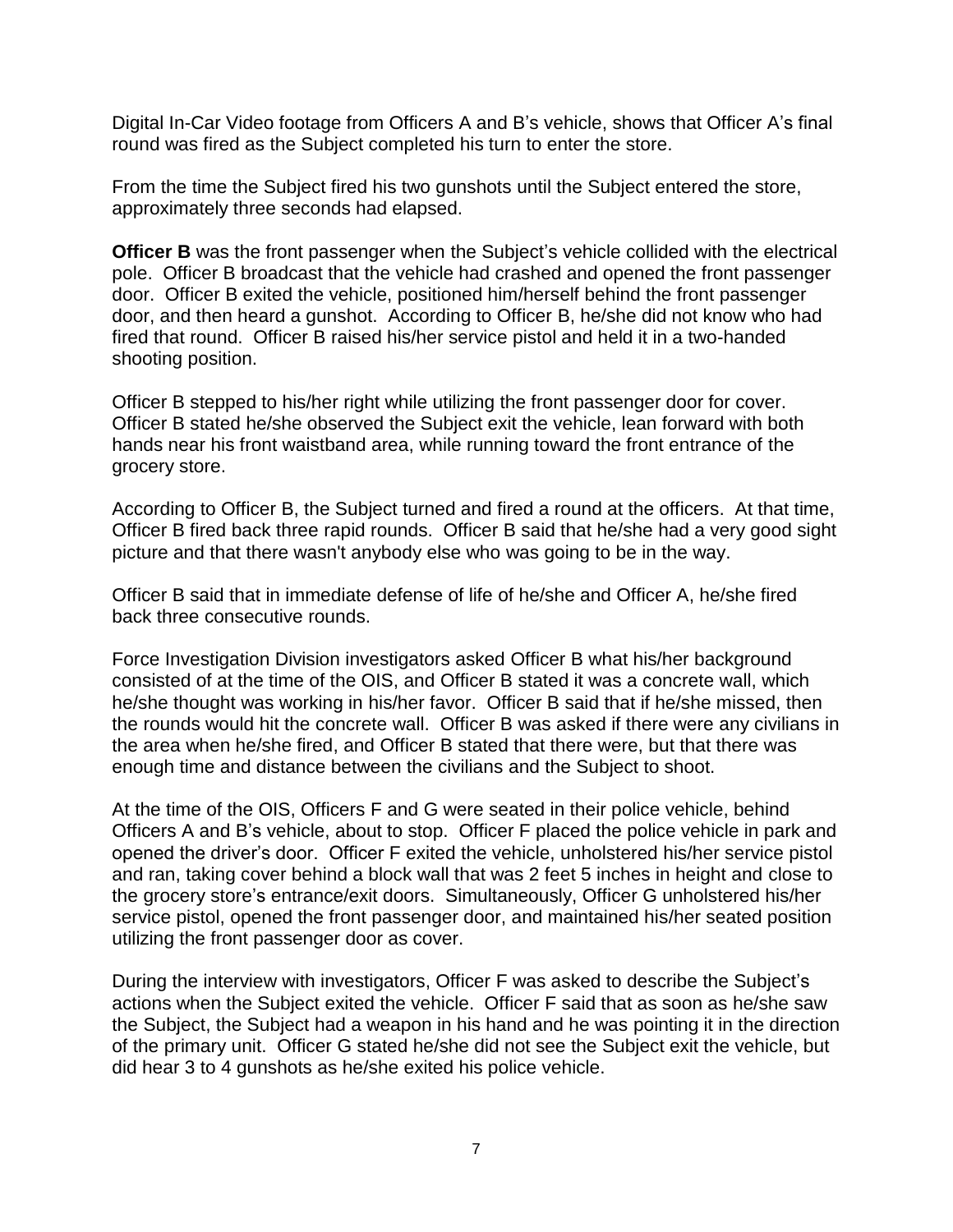Digital In-Car Video footage from Officers A and B's vehicle, shows that Officer A's final round was fired as the Subject completed his turn to enter the store.

From the time the Subject fired his two gunshots until the Subject entered the store, approximately three seconds had elapsed.

**Officer B** was the front passenger when the Subject's vehicle collided with the electrical pole. Officer B broadcast that the vehicle had crashed and opened the front passenger door. Officer B exited the vehicle, positioned him/herself behind the front passenger door, and then heard a gunshot. According to Officer B, he/she did not know who had fired that round. Officer B raised his/her service pistol and held it in a two-handed shooting position.

Officer B stepped to his/her right while utilizing the front passenger door for cover. Officer B stated he/she observed the Subject exit the vehicle, lean forward with both hands near his front waistband area, while running toward the front entrance of the grocery store.

According to Officer B, the Subject turned and fired a round at the officers. At that time, Officer B fired back three rapid rounds. Officer B said that he/she had a very good sight picture and that there wasn't anybody else who was going to be in the way.

Officer B said that in immediate defense of life of he/she and Officer A, he/she fired back three consecutive rounds.

Force Investigation Division investigators asked Officer B what his/her background consisted of at the time of the OIS, and Officer B stated it was a concrete wall, which he/she thought was working in his/her favor. Officer B said that if he/she missed, then the rounds would hit the concrete wall. Officer B was asked if there were any civilians in the area when he/she fired, and Officer B stated that there were, but that there was enough time and distance between the civilians and the Subject to shoot.

At the time of the OIS, Officers F and G were seated in their police vehicle, behind Officers A and B's vehicle, about to stop. Officer F placed the police vehicle in park and opened the driver's door. Officer F exited the vehicle, unholstered his/her service pistol and ran, taking cover behind a block wall that was 2 feet 5 inches in height and close to the grocery store's entrance/exit doors. Simultaneously, Officer G unholstered his/her service pistol, opened the front passenger door, and maintained his/her seated position utilizing the front passenger door as cover.

During the interview with investigators, Officer F was asked to describe the Subject's actions when the Subject exited the vehicle. Officer F said that as soon as he/she saw the Subject, the Subject had a weapon in his hand and he was pointing it in the direction of the primary unit. Officer G stated he/she did not see the Subject exit the vehicle, but did hear 3 to 4 gunshots as he/she exited his police vehicle.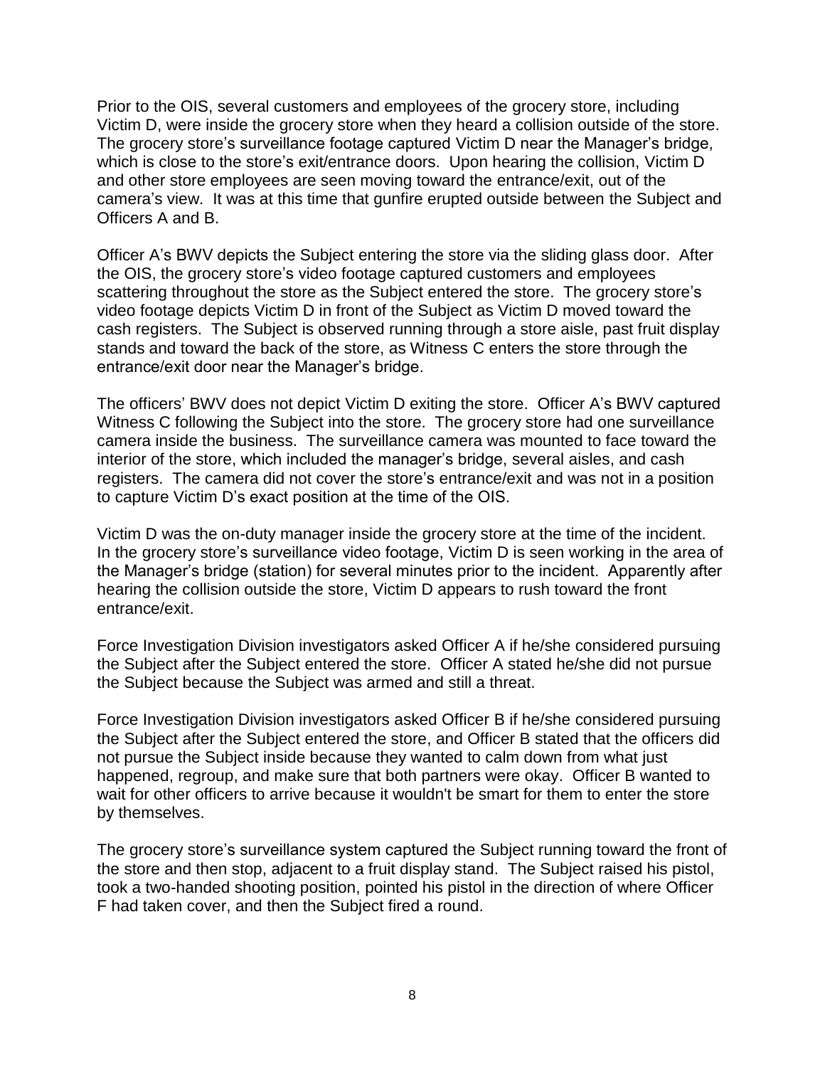Prior to the OIS, several customers and employees of the grocery store, including Victim D, were inside the grocery store when they heard a collision outside of the store. The grocery store's surveillance footage captured Victim D near the Manager's bridge, which is close to the store's exit/entrance doors. Upon hearing the collision, Victim D and other store employees are seen moving toward the entrance/exit, out of the camera's view. It was at this time that gunfire erupted outside between the Subject and Officers A and B.

Officer A's BWV depicts the Subject entering the store via the sliding glass door. After the OIS, the grocery store's video footage captured customers and employees scattering throughout the store as the Subject entered the store. The grocery store's video footage depicts Victim D in front of the Subject as Victim D moved toward the cash registers. The Subject is observed running through a store aisle, past fruit display stands and toward the back of the store, as Witness C enters the store through the entrance/exit door near the Manager's bridge.

The officers' BWV does not depict Victim D exiting the store. Officer A's BWV captured Witness C following the Subject into the store. The grocery store had one surveillance camera inside the business. The surveillance camera was mounted to face toward the interior of the store, which included the manager's bridge, several aisles, and cash registers. The camera did not cover the store's entrance/exit and was not in a position to capture Victim D's exact position at the time of the OIS.

Victim D was the on-duty manager inside the grocery store at the time of the incident. In the grocery store's surveillance video footage, Victim D is seen working in the area of the Manager's bridge (station) for several minutes prior to the incident. Apparently after hearing the collision outside the store, Victim D appears to rush toward the front entrance/exit.

Force Investigation Division investigators asked Officer A if he/she considered pursuing the Subject after the Subject entered the store. Officer A stated he/she did not pursue the Subject because the Subject was armed and still a threat.

Force Investigation Division investigators asked Officer B if he/she considered pursuing the Subject after the Subject entered the store, and Officer B stated that the officers did not pursue the Subject inside because they wanted to calm down from what just happened, regroup, and make sure that both partners were okay. Officer B wanted to wait for other officers to arrive because it wouldn't be smart for them to enter the store by themselves.

The grocery store's surveillance system captured the Subject running toward the front of the store and then stop, adjacent to a fruit display stand. The Subject raised his pistol, took a two-handed shooting position, pointed his pistol in the direction of where Officer F had taken cover, and then the Subject fired a round.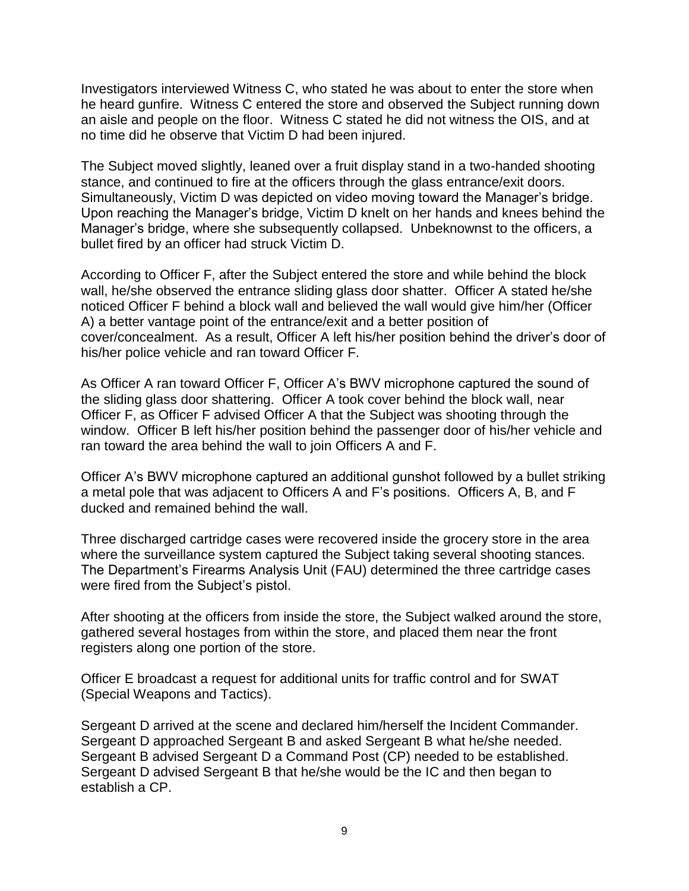Investigators interviewed Witness C, who stated he was about to enter the store when he heard gunfire. Witness C entered the store and observed the Subject running down an aisle and people on the floor. Witness C stated he did not witness the OIS, and at no time did he observe that Victim D had been injured.

The Subject moved slightly, leaned over a fruit display stand in a two-handed shooting stance, and continued to fire at the officers through the glass entrance/exit doors. Simultaneously, Victim D was depicted on video moving toward the Manager's bridge. Upon reaching the Manager's bridge, Victim D knelt on her hands and knees behind the Manager's bridge, where she subsequently collapsed. Unbeknownst to the officers, a bullet fired by an officer had struck Victim D.

According to Officer F, after the Subject entered the store and while behind the block wall, he/she observed the entrance sliding glass door shatter. Officer A stated he/she noticed Officer F behind a block wall and believed the wall would give him/her (Officer A) a better vantage point of the entrance/exit and a better position of cover/concealment. As a result, Officer A left his/her position behind the driver's door of his/her police vehicle and ran toward Officer F.

As Officer A ran toward Officer F, Officer A's BWV microphone captured the sound of the sliding glass door shattering. Officer A took cover behind the block wall, near Officer F, as Officer F advised Officer A that the Subject was shooting through the window. Officer B left his/her position behind the passenger door of his/her vehicle and ran toward the area behind the wall to join Officers A and F.

Officer A's BWV microphone captured an additional gunshot followed by a bullet striking a metal pole that was adjacent to Officers A and F's positions. Officers A, B, and F ducked and remained behind the wall.

Three discharged cartridge cases were recovered inside the grocery store in the area where the surveillance system captured the Subject taking several shooting stances. The Department's Firearms Analysis Unit (FAU) determined the three cartridge cases were fired from the Subject's pistol.

After shooting at the officers from inside the store, the Subject walked around the store, gathered several hostages from within the store, and placed them near the front registers along one portion of the store.

Officer E broadcast a request for additional units for traffic control and for SWAT (Special Weapons and Tactics).

Sergeant D arrived at the scene and declared him/herself the Incident Commander. Sergeant D approached Sergeant B and asked Sergeant B what he/she needed. Sergeant B advised Sergeant D a Command Post (CP) needed to be established. Sergeant D advised Sergeant B that he/she would be the IC and then began to establish a CP.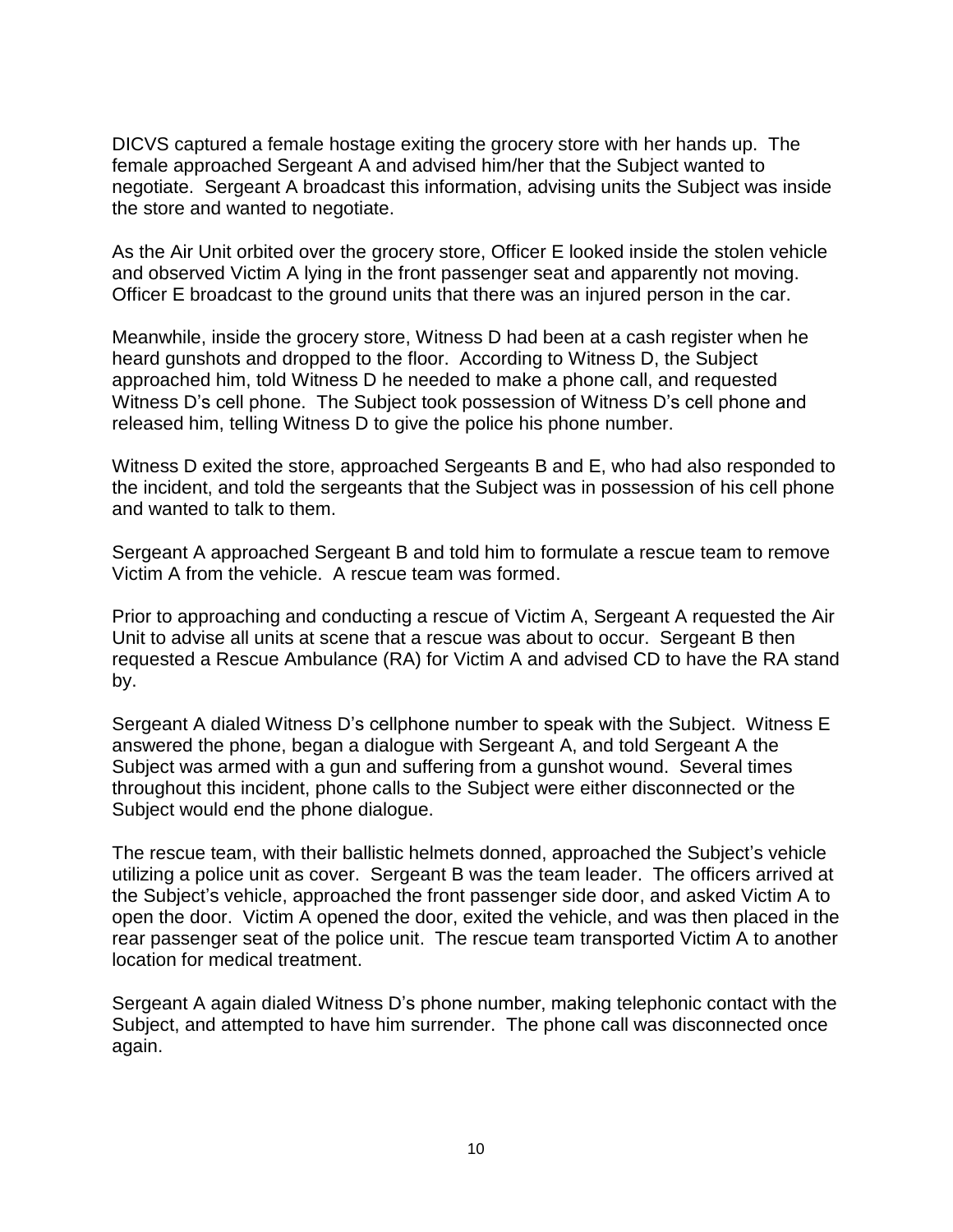DICVS captured a female hostage exiting the grocery store with her hands up. The female approached Sergeant A and advised him/her that the Subject wanted to negotiate. Sergeant A broadcast this information, advising units the Subject was inside the store and wanted to negotiate.

As the Air Unit orbited over the grocery store, Officer E looked inside the stolen vehicle and observed Victim A lying in the front passenger seat and apparently not moving. Officer E broadcast to the ground units that there was an injured person in the car.

Meanwhile, inside the grocery store, Witness D had been at a cash register when he heard gunshots and dropped to the floor. According to Witness D, the Subject approached him, told Witness D he needed to make a phone call, and requested Witness D's cell phone. The Subject took possession of Witness D's cell phone and released him, telling Witness D to give the police his phone number.

Witness D exited the store, approached Sergeants B and E, who had also responded to the incident, and told the sergeants that the Subject was in possession of his cell phone and wanted to talk to them.

Sergeant A approached Sergeant B and told him to formulate a rescue team to remove Victim A from the vehicle. A rescue team was formed.

Prior to approaching and conducting a rescue of Victim A, Sergeant A requested the Air Unit to advise all units at scene that a rescue was about to occur. Sergeant B then requested a Rescue Ambulance (RA) for Victim A and advised CD to have the RA stand by.

Sergeant A dialed Witness D's cellphone number to speak with the Subject. Witness E answered the phone, began a dialogue with Sergeant A, and told Sergeant A the Subject was armed with a gun and suffering from a gunshot wound. Several times throughout this incident, phone calls to the Subject were either disconnected or the Subject would end the phone dialogue.

The rescue team, with their ballistic helmets donned, approached the Subject's vehicle utilizing a police unit as cover. Sergeant B was the team leader. The officers arrived at the Subject's vehicle, approached the front passenger side door, and asked Victim A to open the door. Victim A opened the door, exited the vehicle, and was then placed in the rear passenger seat of the police unit. The rescue team transported Victim A to another location for medical treatment.

Sergeant A again dialed Witness D's phone number, making telephonic contact with the Subject, and attempted to have him surrender. The phone call was disconnected once again.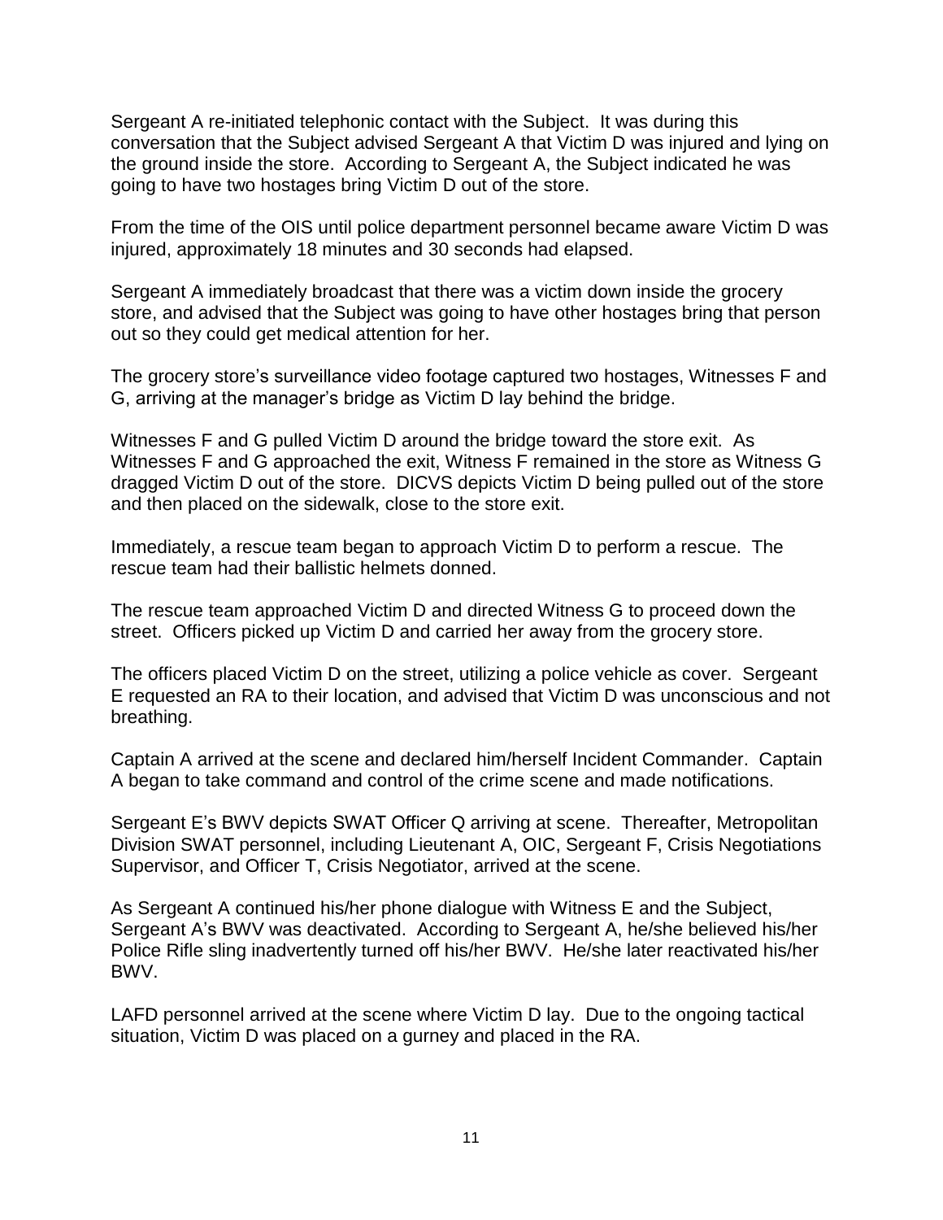Sergeant A re-initiated telephonic contact with the Subject. It was during this conversation that the Subject advised Sergeant A that Victim D was injured and lying on the ground inside the store. According to Sergeant A, the Subject indicated he was going to have two hostages bring Victim D out of the store.

From the time of the OIS until police department personnel became aware Victim D was injured, approximately 18 minutes and 30 seconds had elapsed.

Sergeant A immediately broadcast that there was a victim down inside the grocery store, and advised that the Subject was going to have other hostages bring that person out so they could get medical attention for her.

The grocery store's surveillance video footage captured two hostages, Witnesses F and G, arriving at the manager's bridge as Victim D lay behind the bridge.

Witnesses F and G pulled Victim D around the bridge toward the store exit. As Witnesses F and G approached the exit, Witness F remained in the store as Witness G dragged Victim D out of the store. DICVS depicts Victim D being pulled out of the store and then placed on the sidewalk, close to the store exit.

Immediately, a rescue team began to approach Victim D to perform a rescue. The rescue team had their ballistic helmets donned.

The rescue team approached Victim D and directed Witness G to proceed down the street. Officers picked up Victim D and carried her away from the grocery store.

The officers placed Victim D on the street, utilizing a police vehicle as cover. Sergeant E requested an RA to their location, and advised that Victim D was unconscious and not breathing.

Captain A arrived at the scene and declared him/herself Incident Commander. Captain A began to take command and control of the crime scene and made notifications.

Sergeant E's BWV depicts SWAT Officer Q arriving at scene. Thereafter, Metropolitan Division SWAT personnel, including Lieutenant A, OIC, Sergeant F, Crisis Negotiations Supervisor, and Officer T, Crisis Negotiator, arrived at the scene.

As Sergeant A continued his/her phone dialogue with Witness E and the Subject, Sergeant A's BWV was deactivated. According to Sergeant A, he/she believed his/her Police Rifle sling inadvertently turned off his/her BWV. He/she later reactivated his/her BWV.

LAFD personnel arrived at the scene where Victim D lay. Due to the ongoing tactical situation, Victim D was placed on a gurney and placed in the RA.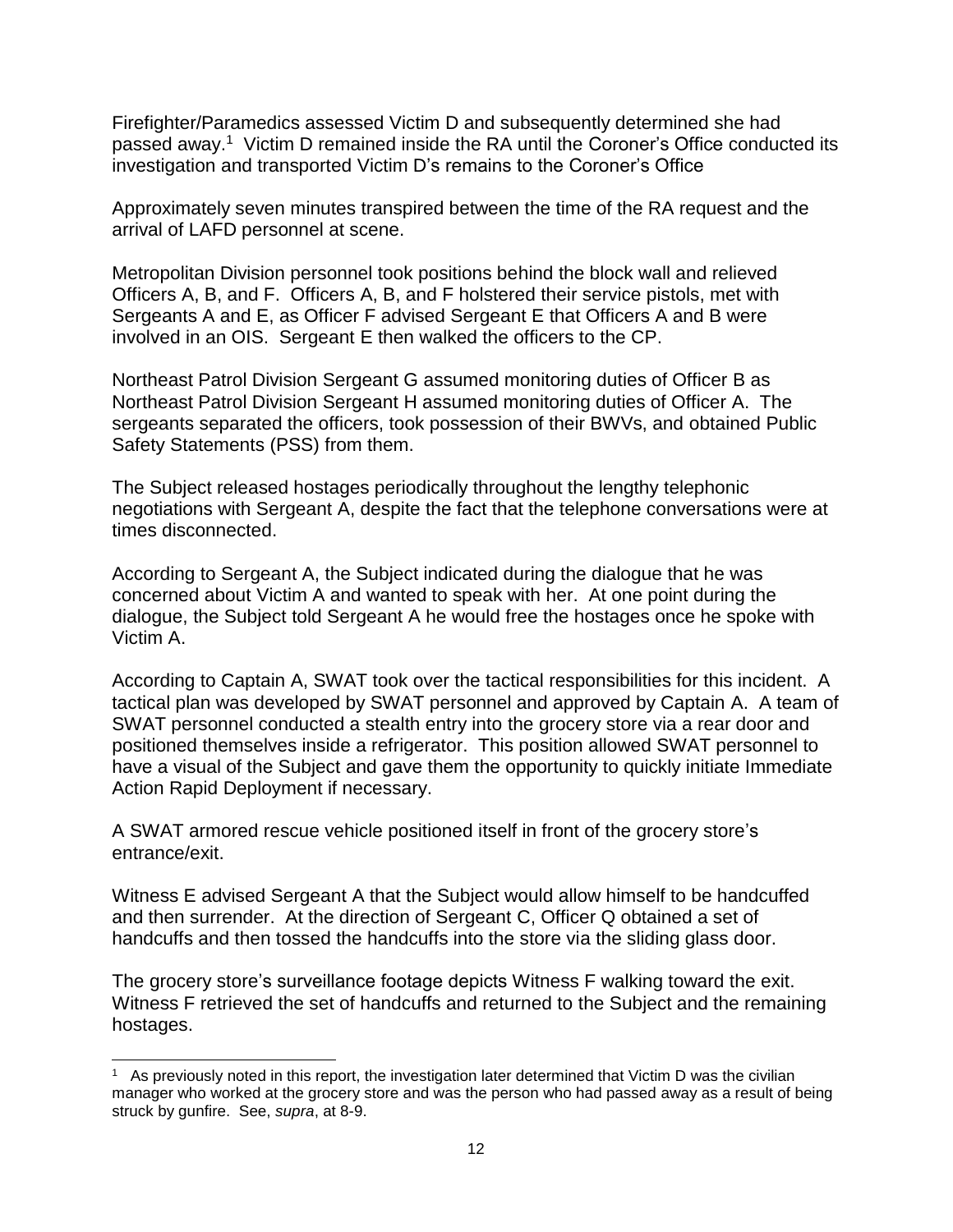Firefighter/Paramedics assessed Victim D and subsequently determined she had passed away.[1] Victim D remained inside the RA until the Coroner's Office conducted its investigation and transported Victim D's remains to the Coroner's Office

Approximately seven minutes transpired between the time of the RA request and the arrival of LAFD personnel at scene.

Metropolitan Division personnel took positions behind the block wall and relieved Officers A, B, and F. Officers A, B, and F holstered their service pistols, met with Sergeants A and E, as Officer F advised Sergeant E that Officers A and B were involved in an OIS. Sergeant E then walked the officers to the CP.

Northeast Patrol Division Sergeant G assumed monitoring duties of Officer B as Northeast Patrol Division Sergeant H assumed monitoring duties of Officer A. The sergeants separated the officers, took possession of their BWVs, and obtained Public Safety Statements (PSS) from them.

The Subject released hostages periodically throughout the lengthy telephonic negotiations with Sergeant A, despite the fact that the telephone conversations were at times disconnected.

According to Sergeant A, the Subject indicated during the dialogue that he was concerned about Victim A and wanted to speak with her. At one point during the dialogue, the Subject told Sergeant A he would free the hostages once he spoke with Victim A.

According to Captain A, SWAT took over the tactical responsibilities for this incident. A tactical plan was developed by SWAT personnel and approved by Captain A. A team of SWAT personnel conducted a stealth entry into the grocery store via a rear door and positioned themselves inside a refrigerator. This position allowed SWAT personnel to have a visual of the Subject and gave them the opportunity to quickly initiate Immediate Action Rapid Deployment if necessary.

A SWAT armored rescue vehicle positioned itself in front of the grocery store's entrance/exit.

Witness E advised Sergeant A that the Subject would allow himself to be handcuffed and then surrender. At the direction of Sergeant C, Officer Q obtained a set of handcuffs and then tossed the handcuffs into the store via the sliding glass door.

The grocery store's surveillance footage depicts Witness F walking toward the exit. Witness F retrieved the set of handcuffs and returned to the Subject and the remaining hostages.

---

[1] As previously noted in this report, the investigation later determined that Victim D was the civilian manager who worked at the grocery store and was the person who had passed away as a result of being struck by gunfire. See, *supra*, at 8-9.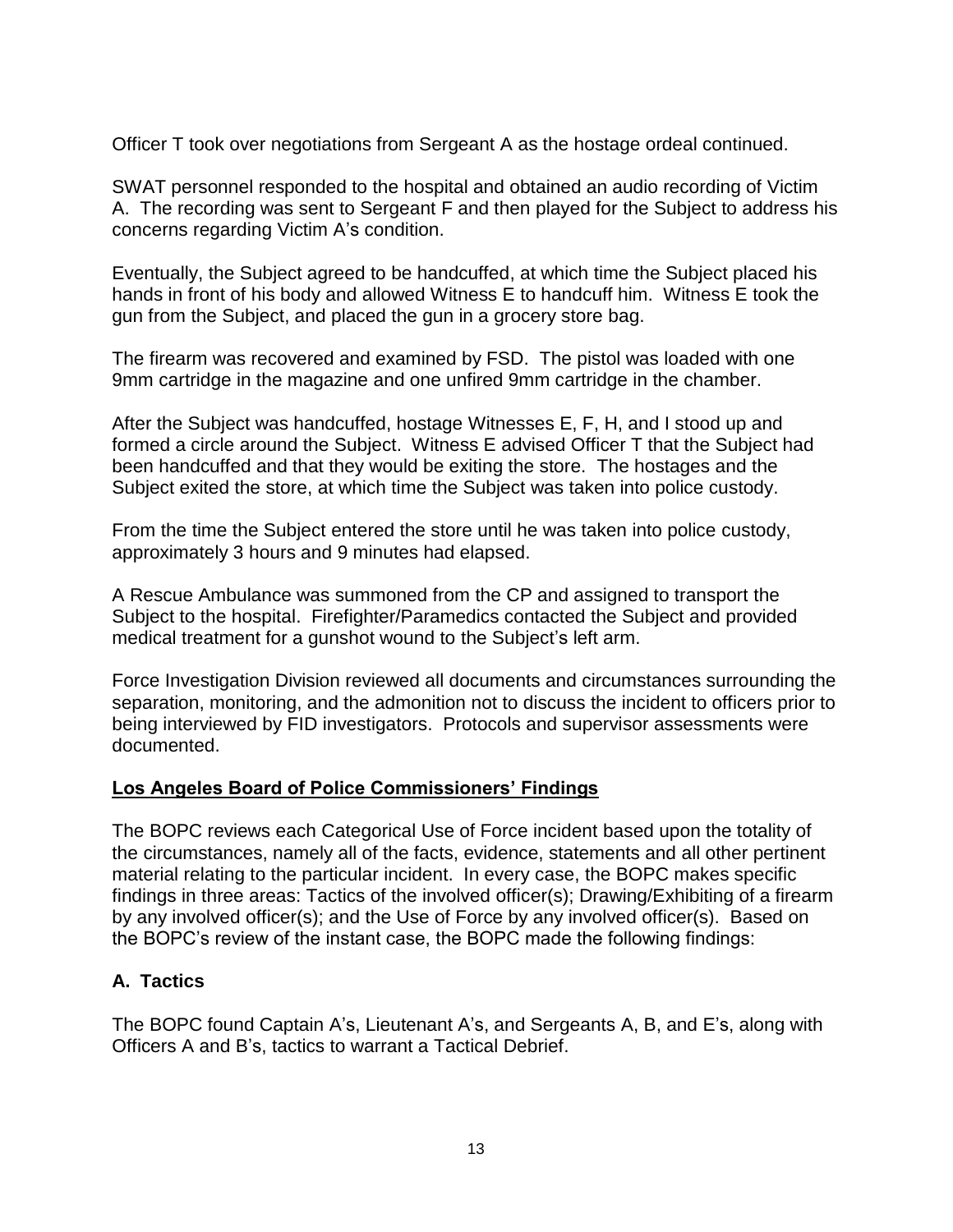Officer T took over negotiations from Sergeant A as the hostage ordeal continued.

SWAT personnel responded to the hospital and obtained an audio recording of Victim A. The recording was sent to Sergeant F and then played for the Subject to address his concerns regarding Victim A's condition.

Eventually, the Subject agreed to be handcuffed, at which time the Subject placed his hands in front of his body and allowed Witness E to handcuff him. Witness E took the gun from the Subject, and placed the gun in a grocery store bag.

The firearm was recovered and examined by FSD. The pistol was loaded with one 9mm cartridge in the magazine and one unfired 9mm cartridge in the chamber.

After the Subject was handcuffed, hostage Witnesses E, F, H, and I stood up and formed a circle around the Subject. Witness E advised Officer T that the Subject had been handcuffed and that they would be exiting the store. The hostages and the Subject exited the store, at which time the Subject was taken into police custody.

From the time the Subject entered the store until he was taken into police custody, approximately 3 hours and 9 minutes had elapsed.

A Rescue Ambulance was summoned from the CP and assigned to transport the Subject to the hospital. Firefighter/Paramedics contacted the Subject and provided medical treatment for a gunshot wound to the Subject's left arm.

Force Investigation Division reviewed all documents and circumstances surrounding the separation, monitoring, and the admonition not to discuss the incident to officers prior to being interviewed by FID investigators. Protocols and supervisor assessments were documented.

## Los Angeles Board of Police Commissioners' Findings

The BOPC reviews each Categorical Use of Force incident based upon the totality of the circumstances, namely all of the facts, evidence, statements and all other pertinent material relating to the particular incident. In every case, the BOPC makes specific findings in three areas: Tactics of the involved officer(s); Drawing/Exhibiting of a firearm by any involved officer(s); and the Use of Force by any involved officer(s). Based on the BOPC's review of the instant case, the BOPC made the following findings:

### A. Tactics

The BOPC found Captain A's, Lieutenant A's, and Sergeants A, B, and E's, along with Officers A and B's, tactics to warrant a Tactical Debrief.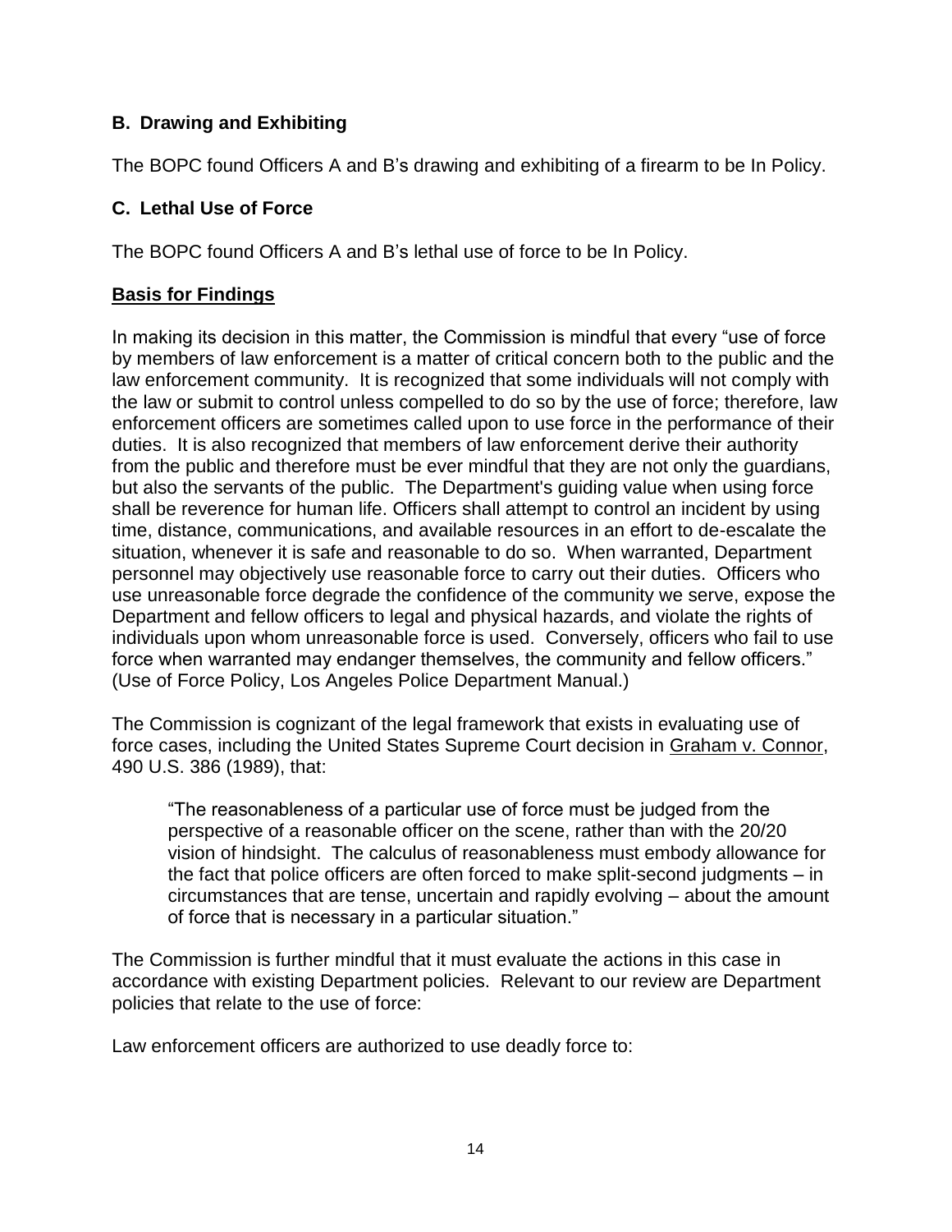### B. Drawing and Exhibiting

The BOPC found Officers A and B's drawing and exhibiting of a firearm to be In Policy.

### C. Lethal Use of Force

The BOPC found Officers A and B's lethal use of force to be In Policy.

## Basis for Findings

In making its decision in this matter, the Commission is mindful that every "use of force by members of law enforcement is a matter of critical concern both to the public and the law enforcement community. It is recognized that some individuals will not comply with the law or submit to control unless compelled to do so by the use of force; therefore, law enforcement officers are sometimes called upon to use force in the performance of their duties. It is also recognized that members of law enforcement derive their authority from the public and therefore must be ever mindful that they are not only the guardians, but also the servants of the public. The Department's guiding value when using force shall be reverence for human life. Officers shall attempt to control an incident by using time, distance, communications, and available resources in an effort to de-escalate the situation, whenever it is safe and reasonable to do so. When warranted, Department personnel may objectively use reasonable force to carry out their duties. Officers who use unreasonable force degrade the confidence of the community we serve, expose the Department and fellow officers to legal and physical hazards, and violate the rights of individuals upon whom unreasonable force is used. Conversely, officers who fail to use force when warranted may endanger themselves, the community and fellow officers." (Use of Force Policy, Los Angeles Police Department Manual.)

The Commission is cognizant of the legal framework that exists in evaluating use of force cases, including the United States Supreme Court decision in Graham v. Connor, 490 U.S. 386 (1989), that:

> "The reasonableness of a particular use of force must be judged from the perspective of a reasonable officer on the scene, rather than with the 20/20 vision of hindsight. The calculus of reasonableness must embody allowance for the fact that police officers are often forced to make split-second judgments – in circumstances that are tense, uncertain and rapidly evolving – about the amount of force that is necessary in a particular situation."

The Commission is further mindful that it must evaluate the actions in this case in accordance with existing Department policies. Relevant to our review are Department policies that relate to the use of force:

Law enforcement officers are authorized to use deadly force to: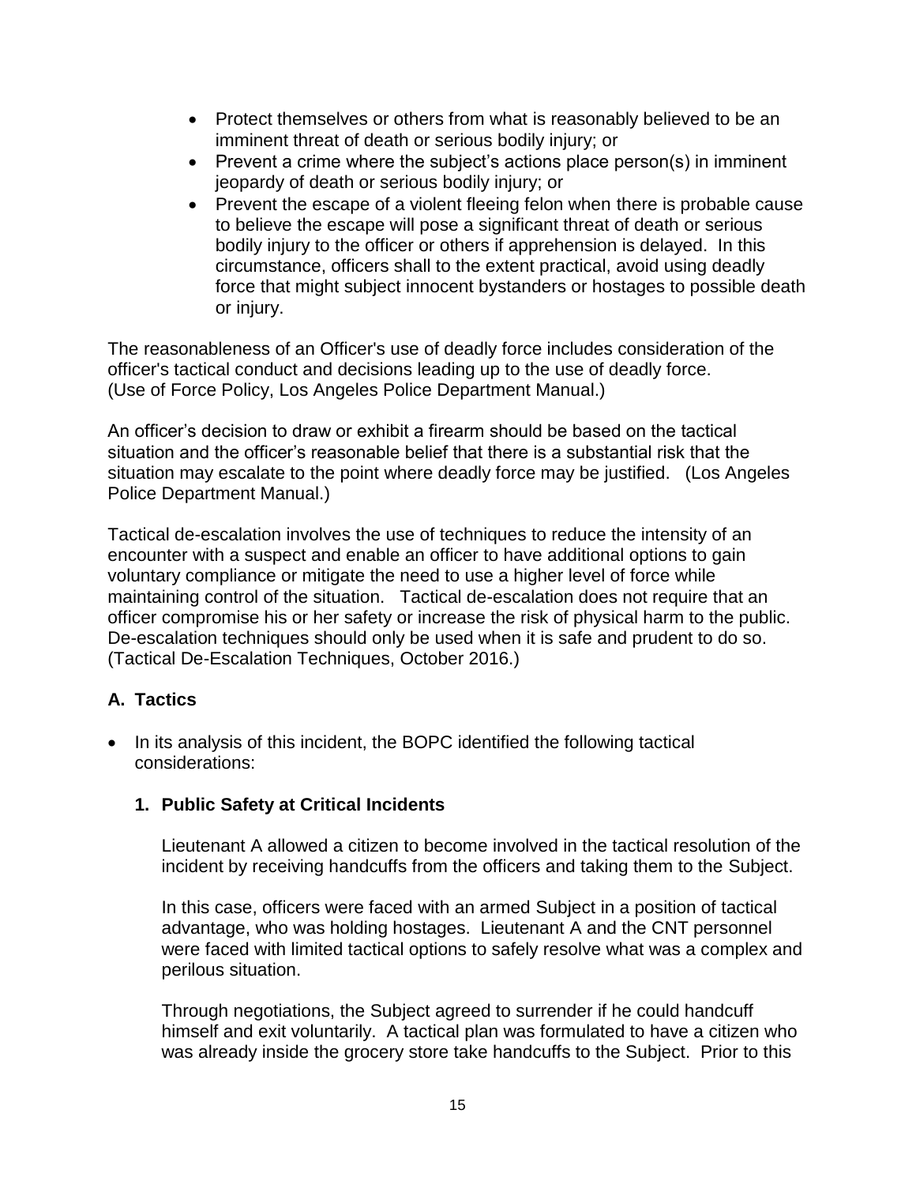- Protect themselves or others from what is reasonably believed to be an imminent threat of death or serious bodily injury; or
- Prevent a crime where the subject's actions place person(s) in imminent jeopardy of death or serious bodily injury; or
- Prevent the escape of a violent fleeing felon when there is probable cause to believe the escape will pose a significant threat of death or serious bodily injury to the officer or others if apprehension is delayed. In this circumstance, officers shall to the extent practical, avoid using deadly force that might subject innocent bystanders or hostages to possible death or injury.

The reasonableness of an Officer's use of deadly force includes consideration of the officer's tactical conduct and decisions leading up to the use of deadly force. (Use of Force Policy, Los Angeles Police Department Manual.)

An officer's decision to draw or exhibit a firearm should be based on the tactical situation and the officer's reasonable belief that there is a substantial risk that the situation may escalate to the point where deadly force may be justified. (Los Angeles Police Department Manual.)

Tactical de-escalation involves the use of techniques to reduce the intensity of an encounter with a suspect and enable an officer to have additional options to gain voluntary compliance or mitigate the need to use a higher level of force while maintaining control of the situation. Tactical de-escalation does not require that an officer compromise his or her safety or increase the risk of physical harm to the public. De-escalation techniques should only be used when it is safe and prudent to do so. (Tactical De-Escalation Techniques, October 2016.)

## A. Tactics

- In its analysis of this incident, the BOPC identified the following tactical considerations:

### 1. Public Safety at Critical Incidents

Lieutenant A allowed a citizen to become involved in the tactical resolution of the incident by receiving handcuffs from the officers and taking them to the Subject.

In this case, officers were faced with an armed Subject in a position of tactical advantage, who was holding hostages. Lieutenant A and the CNT personnel were faced with limited tactical options to safely resolve what was a complex and perilous situation.

Through negotiations, the Subject agreed to surrender if he could handcuff himself and exit voluntarily. A tactical plan was formulated to have a citizen who was already inside the grocery store take handcuffs to the Subject. Prior to this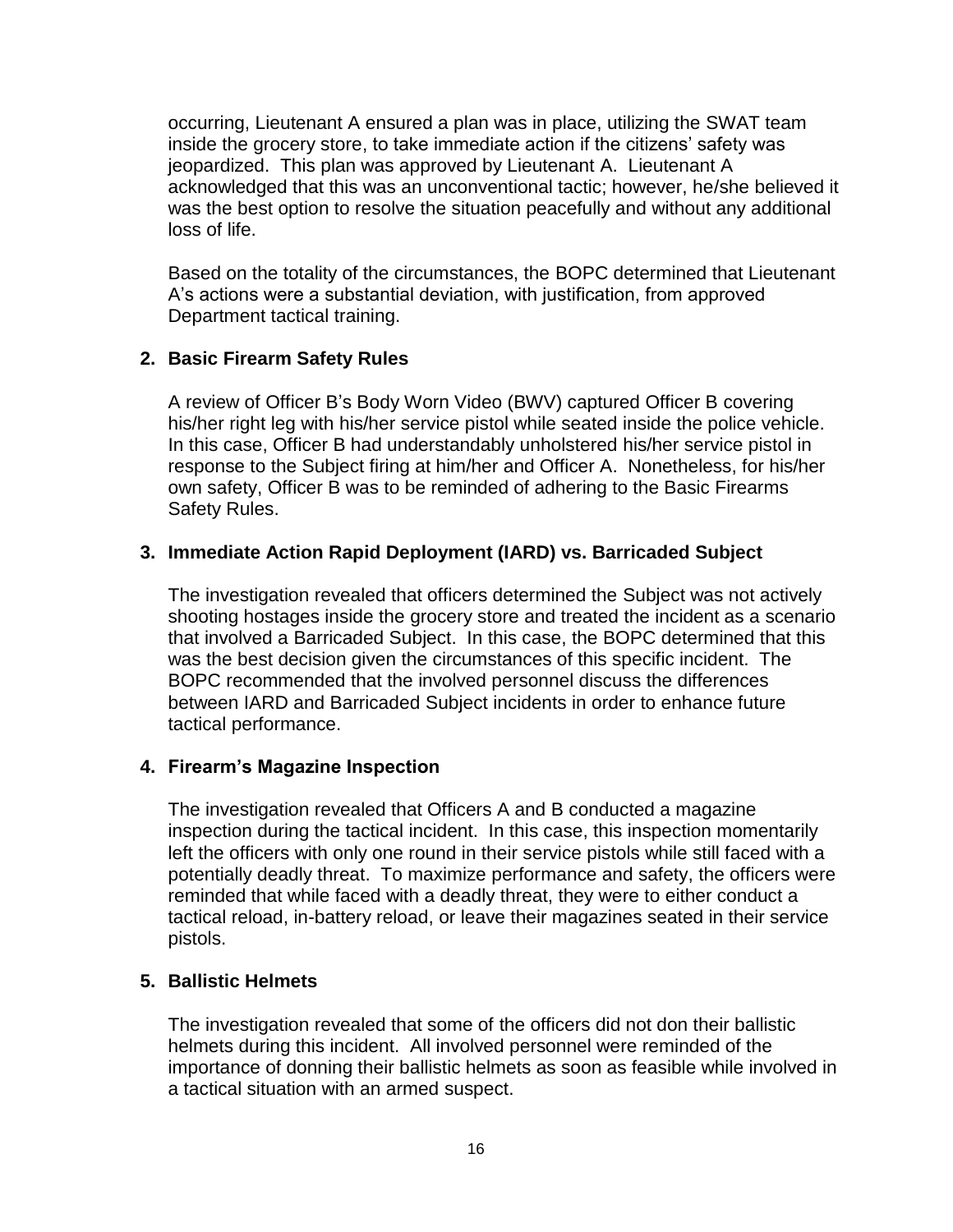occurring, Lieutenant A ensured a plan was in place, utilizing the SWAT team inside the grocery store, to take immediate action if the citizens' safety was jeopardized. This plan was approved by Lieutenant A. Lieutenant A acknowledged that this was an unconventional tactic; however, he/she believed it was the best option to resolve the situation peacefully and without any additional loss of life.

Based on the totality of the circumstances, the BOPC determined that Lieutenant A's actions were a substantial deviation, with justification, from approved Department tactical training.

**2. Basic Firearm Safety Rules**

A review of Officer B's Body Worn Video (BWV) captured Officer B covering his/her right leg with his/her service pistol while seated inside the police vehicle. In this case, Officer B had understandably unholstered his/her service pistol in response to the Subject firing at him/her and Officer A. Nonetheless, for his/her own safety, Officer B was to be reminded of adhering to the Basic Firearms Safety Rules.

**3. Immediate Action Rapid Deployment (IARD) vs. Barricaded Subject**

The investigation revealed that officers determined the Subject was not actively shooting hostages inside the grocery store and treated the incident as a scenario that involved a Barricaded Subject. In this case, the BOPC determined that this was the best decision given the circumstances of this specific incident. The BOPC recommended that the involved personnel discuss the differences between IARD and Barricaded Subject incidents in order to enhance future tactical performance.

**4. Firearm's Magazine Inspection**

The investigation revealed that Officers A and B conducted a magazine inspection during the tactical incident. In this case, this inspection momentarily left the officers with only one round in their service pistols while still faced with a potentially deadly threat. To maximize performance and safety, the officers were reminded that while faced with a deadly threat, they were to either conduct a tactical reload, in-battery reload, or leave their magazines seated in their service pistols.

**5. Ballistic Helmets**

The investigation revealed that some of the officers did not don their ballistic helmets during this incident. All involved personnel were reminded of the importance of donning their ballistic helmets as soon as feasible while involved in a tactical situation with an armed suspect.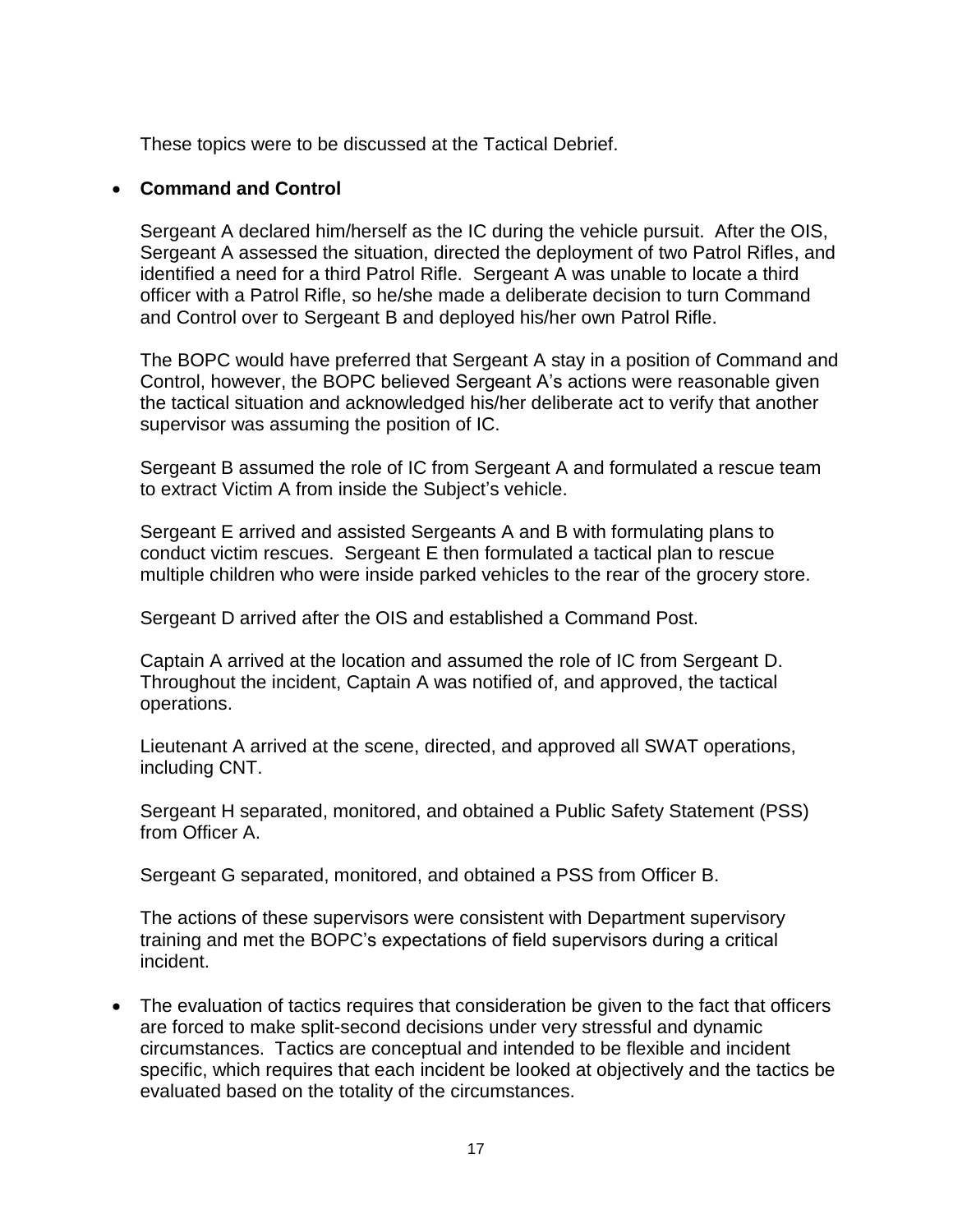These topics were to be discussed at the Tactical Debrief.

- **Command and Control**

  Sergeant A declared him/herself as the IC during the vehicle pursuit. After the OIS, Sergeant A assessed the situation, directed the deployment of two Patrol Rifles, and identified a need for a third Patrol Rifle. Sergeant A was unable to locate a third officer with a Patrol Rifle, so he/she made a deliberate decision to turn Command and Control over to Sergeant B and deployed his/her own Patrol Rifle.

  The BOPC would have preferred that Sergeant A stay in a position of Command and Control, however, the BOPC believed Sergeant A's actions were reasonable given the tactical situation and acknowledged his/her deliberate act to verify that another supervisor was assuming the position of IC.

  Sergeant B assumed the role of IC from Sergeant A and formulated a rescue team to extract Victim A from inside the Subject's vehicle.

  Sergeant E arrived and assisted Sergeants A and B with formulating plans to conduct victim rescues. Sergeant E then formulated a tactical plan to rescue multiple children who were inside parked vehicles to the rear of the grocery store.

  Sergeant D arrived after the OIS and established a Command Post.

  Captain A arrived at the location and assumed the role of IC from Sergeant D. Throughout the incident, Captain A was notified of, and approved, the tactical operations.

  Lieutenant A arrived at the scene, directed, and approved all SWAT operations, including CNT.

  Sergeant H separated, monitored, and obtained a Public Safety Statement (PSS) from Officer A.

  Sergeant G separated, monitored, and obtained a PSS from Officer B.

  The actions of these supervisors were consistent with Department supervisory training and met the BOPC's expectations of field supervisors during a critical incident.

- The evaluation of tactics requires that consideration be given to the fact that officers are forced to make split-second decisions under very stressful and dynamic circumstances. Tactics are conceptual and intended to be flexible and incident specific, which requires that each incident be looked at objectively and the tactics be evaluated based on the totality of the circumstances.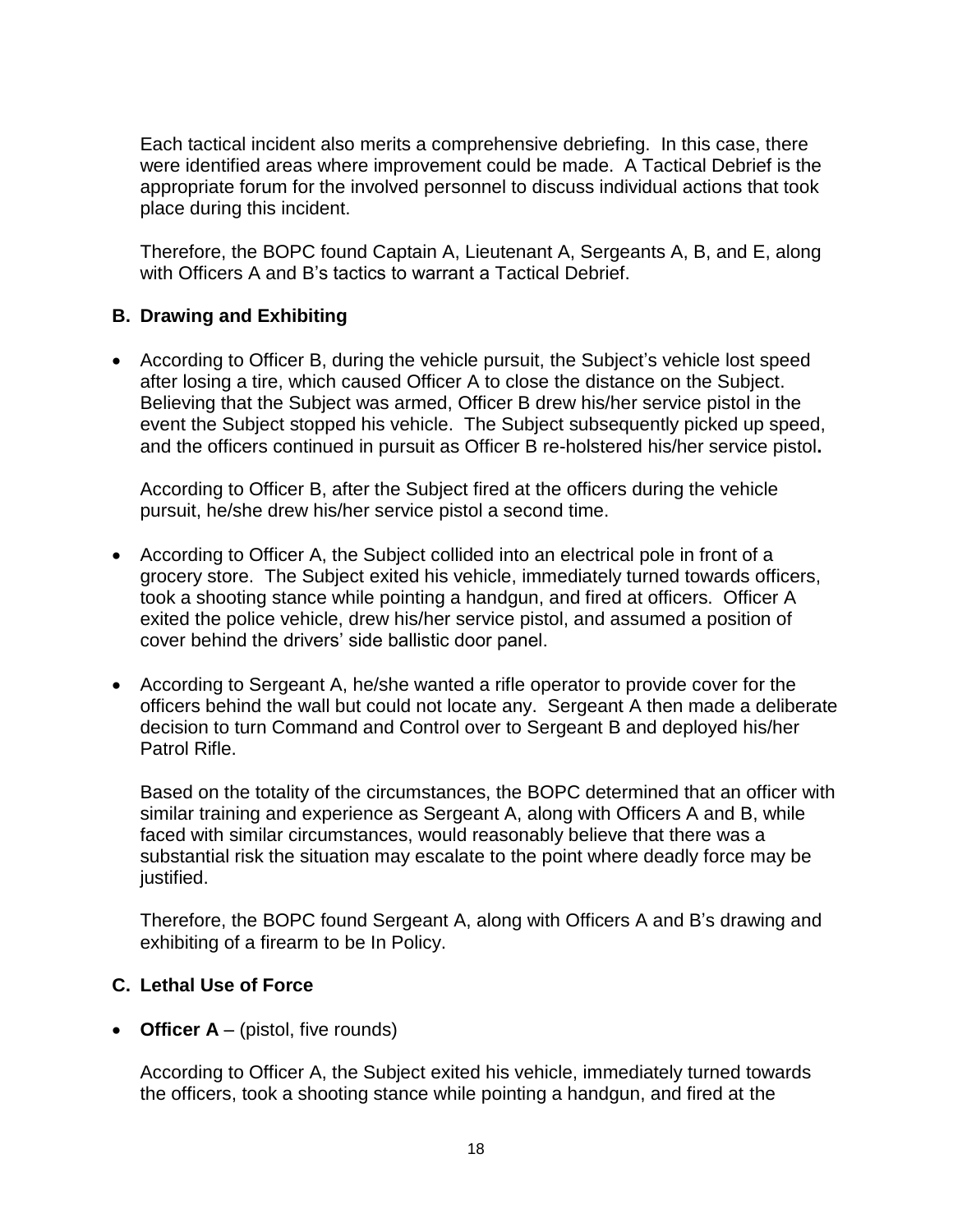Each tactical incident also merits a comprehensive debriefing. In this case, there were identified areas where improvement could be made. A Tactical Debrief is the appropriate forum for the involved personnel to discuss individual actions that took place during this incident.

Therefore, the BOPC found Captain A, Lieutenant A, Sergeants A, B, and E, along with Officers A and B's tactics to warrant a Tactical Debrief.

### B. Drawing and Exhibiting

- According to Officer B, during the vehicle pursuit, the Subject's vehicle lost speed after losing a tire, which caused Officer A to close the distance on the Subject. Believing that the Subject was armed, Officer B drew his/her service pistol in the event the Subject stopped his vehicle. The Subject subsequently picked up speed, and the officers continued in pursuit as Officer B re-holstered his/her service pistol**.**

  According to Officer B, after the Subject fired at the officers during the vehicle pursuit, he/she drew his/her service pistol a second time.

- According to Officer A, the Subject collided into an electrical pole in front of a grocery store. The Subject exited his vehicle, immediately turned towards officers, took a shooting stance while pointing a handgun, and fired at officers. Officer A exited the police vehicle, drew his/her service pistol, and assumed a position of cover behind the drivers' side ballistic door panel.

- According to Sergeant A, he/she wanted a rifle operator to provide cover for the officers behind the wall but could not locate any. Sergeant A then made a deliberate decision to turn Command and Control over to Sergeant B and deployed his/her Patrol Rifle.

  Based on the totality of the circumstances, the BOPC determined that an officer with similar training and experience as Sergeant A, along with Officers A and B, while faced with similar circumstances, would reasonably believe that there was a substantial risk the situation may escalate to the point where deadly force may be justified.

  Therefore, the BOPC found Sergeant A, along with Officers A and B's drawing and exhibiting of a firearm to be In Policy.

### C. Lethal Use of Force

- **Officer A** – (pistol, five rounds)

  According to Officer A, the Subject exited his vehicle, immediately turned towards the officers, took a shooting stance while pointing a handgun, and fired at the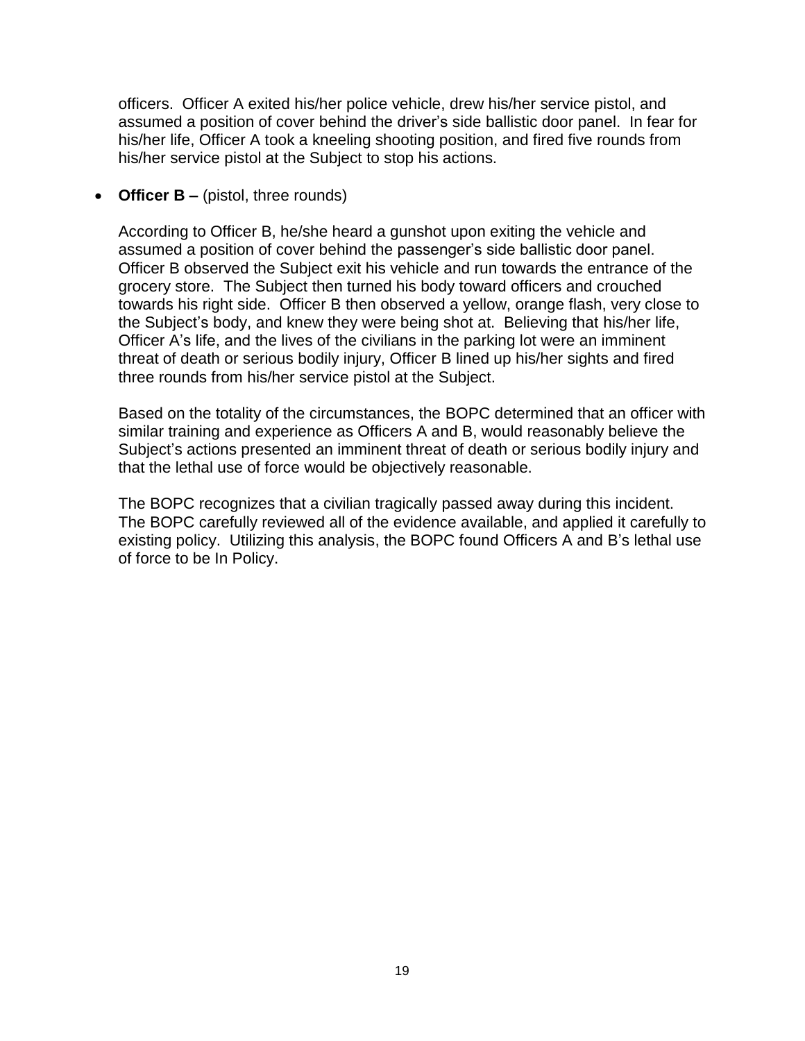officers. Officer A exited his/her police vehicle, drew his/her service pistol, and assumed a position of cover behind the driver's side ballistic door panel. In fear for his/her life, Officer A took a kneeling shooting position, and fired five rounds from his/her service pistol at the Subject to stop his actions.

- **Officer B –** (pistol, three rounds)

  According to Officer B, he/she heard a gunshot upon exiting the vehicle and assumed a position of cover behind the passenger's side ballistic door panel. Officer B observed the Subject exit his vehicle and run towards the entrance of the grocery store. The Subject then turned his body toward officers and crouched towards his right side. Officer B then observed a yellow, orange flash, very close to the Subject's body, and knew they were being shot at. Believing that his/her life, Officer A's life, and the lives of the civilians in the parking lot were an imminent threat of death or serious bodily injury, Officer B lined up his/her sights and fired three rounds from his/her service pistol at the Subject.

  Based on the totality of the circumstances, the BOPC determined that an officer with similar training and experience as Officers A and B, would reasonably believe the Subject's actions presented an imminent threat of death or serious bodily injury and that the lethal use of force would be objectively reasonable.

  The BOPC recognizes that a civilian tragically passed away during this incident. The BOPC carefully reviewed all of the evidence available, and applied it carefully to existing policy. Utilizing this analysis, the BOPC found Officers A and B's lethal use of force to be In Policy.